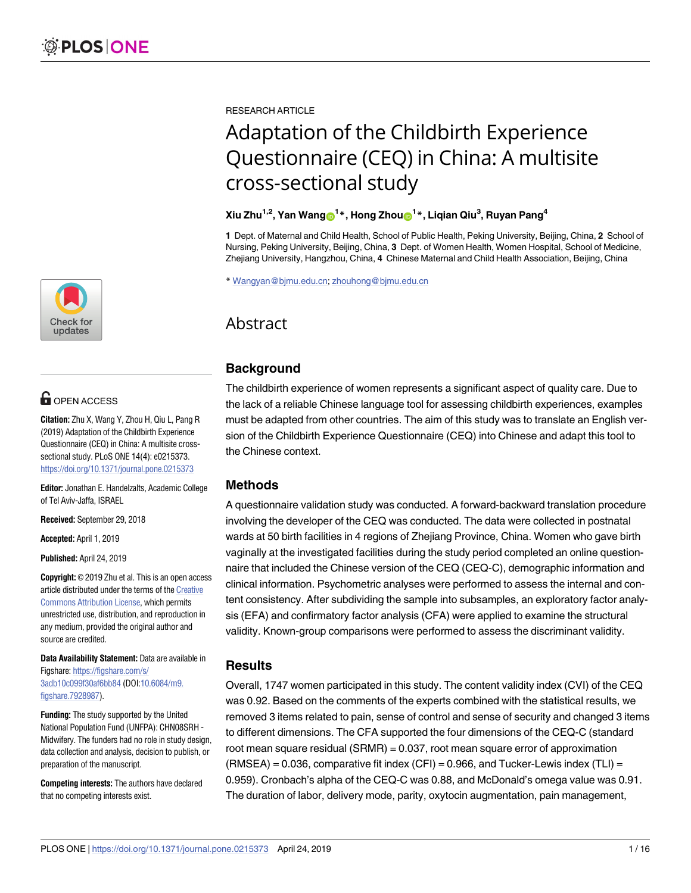RESEARCH ARTICLE

# Adaptation of the Childbirth Experience Questionnaire (CEQ) in China: A multisite cross-sectional study

**Xiu Zhu[1,2], Yan Wang[1]*, Hong Zhou[1]*, Liqian Qiu[3], Ruyan Pang[4]**

**1** Dept. of Maternal and Child Health, School of Public Health, Peking University, Beijing, China, **2** School of Nursing, Peking University, Beijing, China, **3** Dept. of Women Health, Women Hospital, School of Medicine, Zhejiang University, Hangzhou, China, **4** Chinese Maternal and Child Health Association, Beijing, China

* Wangyan@bjmu.edu.cn; zhouhong@bjmu.edu.cn

OPEN ACCESS

**Citation:** Zhu X, Wang Y, Zhou H, Qiu L, Pang R (2019) Adaptation of the Childbirth Experience Questionnaire (CEQ) in China: A multisite cross-sectional study. PLoS ONE 14(4): e0215373. https://doi.org/10.1371/journal.pone.0215373

**Editor:** Jonathan E. Handelzalts, Academic College of Tel Aviv-Jaffa, ISRAEL

**Received:** September 29, 2018

**Accepted:** April 1, 2019

**Published:** April 24, 2019

**Copyright:** © 2019 Zhu et al. This is an open access article distributed under the terms of the Creative Commons Attribution License, which permits unrestricted use, distribution, and reproduction in any medium, provided the original author and source are credited.

**Data Availability Statement:** Data are available in Figshare: https://figshare.com/s/3adb10c099f30af6bb84 (DOI:10.6084/m9.figshare.7928987).

**Funding:** The study supported by the United National Population Fund (UNFPA): CHN08SRH - Midwifery. The funders had no role in study design, data collection and analysis, decision to publish, or preparation of the manuscript.

**Competing interests:** The authors have declared that no competing interests exist.

# Abstract

## Background

The childbirth experience of women represents a significant aspect of quality care. Due to the lack of a reliable Chinese language tool for assessing childbirth experiences, examples must be adapted from other countries. The aim of this study was to translate an English version of the Childbirth Experience Questionnaire (CEQ) into Chinese and adapt this tool to the Chinese context.

## Methods

A questionnaire validation study was conducted. A forward-backward translation procedure involving the developer of the CEQ was conducted. The data were collected in postnatal wards at 50 birth facilities in 4 regions of Zhejiang Province, China. Women who gave birth vaginally at the investigated facilities during the study period completed an online questionnaire that included the Chinese version of the CEQ (CEQ-C), demographic information and clinical information. Psychometric analyses were performed to assess the internal and content consistency. After subdividing the sample into subsamples, an exploratory factor analysis (EFA) and confirmatory factor analysis (CFA) were applied to examine the structural validity. Known-group comparisons were performed to assess the discriminant validity.

## Results

Overall, 1747 women participated in this study. The content validity index (CVI) of the CEQ was 0.92. Based on the comments of the experts combined with the statistical results, we removed 3 items related to pain, sense of control and sense of security and changed 3 items to different dimensions. The CFA supported the four dimensions of the CEQ-C (standard root mean square residual (SRMR) = 0.037, root mean square error of approximation (RMSEA) = 0.036, comparative fit index (CFI) = 0.966, and Tucker-Lewis index (TLI) = 0.959). Cronbach's alpha of the CEQ-C was 0.88, and McDonald's omega value was 0.91. The duration of labor, delivery mode, parity, oxytocin augmentation, pain management,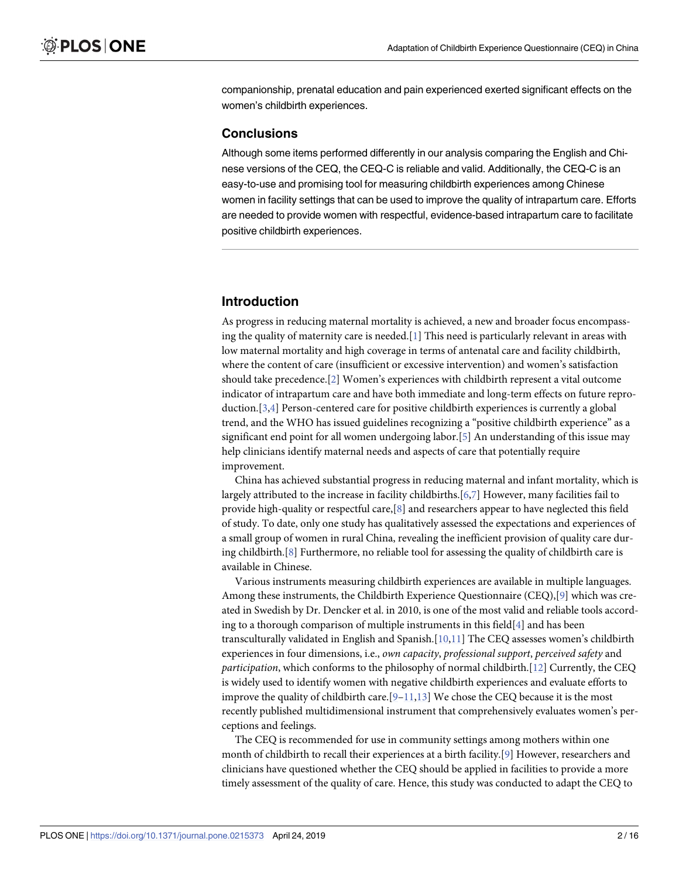companionship, prenatal education and pain experienced exerted significant effects on the women's childbirth experiences.

### Conclusions

Although some items performed differently in our analysis comparing the English and Chinese versions of the CEQ, the CEQ-C is reliable and valid. Additionally, the CEQ-C is an easy-to-use and promising tool for measuring childbirth experiences among Chinese women in facility settings that can be used to improve the quality of intrapartum care. Efforts are needed to provide women with respectful, evidence-based intrapartum care to facilitate positive childbirth experiences.

## Introduction

As progress in reducing maternal mortality is achieved, a new and broader focus encompassing the quality of maternity care is needed.[1] This need is particularly relevant in areas with low maternal mortality and high coverage in terms of antenatal care and facility childbirth, where the content of care (insufficient or excessive intervention) and women's satisfaction should take precedence.[2] Women's experiences with childbirth represent a vital outcome indicator of intrapartum care and have both immediate and long-term effects on future reproduction.[3,4] Person-centered care for positive childbirth experiences is currently a global trend, and the WHO has issued guidelines recognizing a "positive childbirth experience" as a significant end point for all women undergoing labor.[5] An understanding of this issue may help clinicians identify maternal needs and aspects of care that potentially require improvement.

China has achieved substantial progress in reducing maternal and infant mortality, which is largely attributed to the increase in facility childbirths.[6,7] However, many facilities fail to provide high-quality or respectful care,[8] and researchers appear to have neglected this field of study. To date, only one study has qualitatively assessed the expectations and experiences of a small group of women in rural China, revealing the inefficient provision of quality care during childbirth.[8] Furthermore, no reliable tool for assessing the quality of childbirth care is available in Chinese.

Various instruments measuring childbirth experiences are available in multiple languages. Among these instruments, the Childbirth Experience Questionnaire (CEQ),[9] which was created in Swedish by Dr. Dencker et al. in 2010, is one of the most valid and reliable tools according to a thorough comparison of multiple instruments in this field[4] and has been transculturally validated in English and Spanish.[10,11] The CEQ assesses women's childbirth experiences in four dimensions, i.e., *own capacity*, *professional support*, *perceived safety* and *participation*, which conforms to the philosophy of normal childbirth.[12] Currently, the CEQ is widely used to identify women with negative childbirth experiences and evaluate efforts to improve the quality of childbirth care.[9–11,13] We chose the CEQ because it is the most recently published multidimensional instrument that comprehensively evaluates women's perceptions and feelings.

The CEQ is recommended for use in community settings among mothers within one month of childbirth to recall their experiences at a birth facility.[9] However, researchers and clinicians have questioned whether the CEQ should be applied in facilities to provide a more timely assessment of the quality of care. Hence, this study was conducted to adapt the CEQ to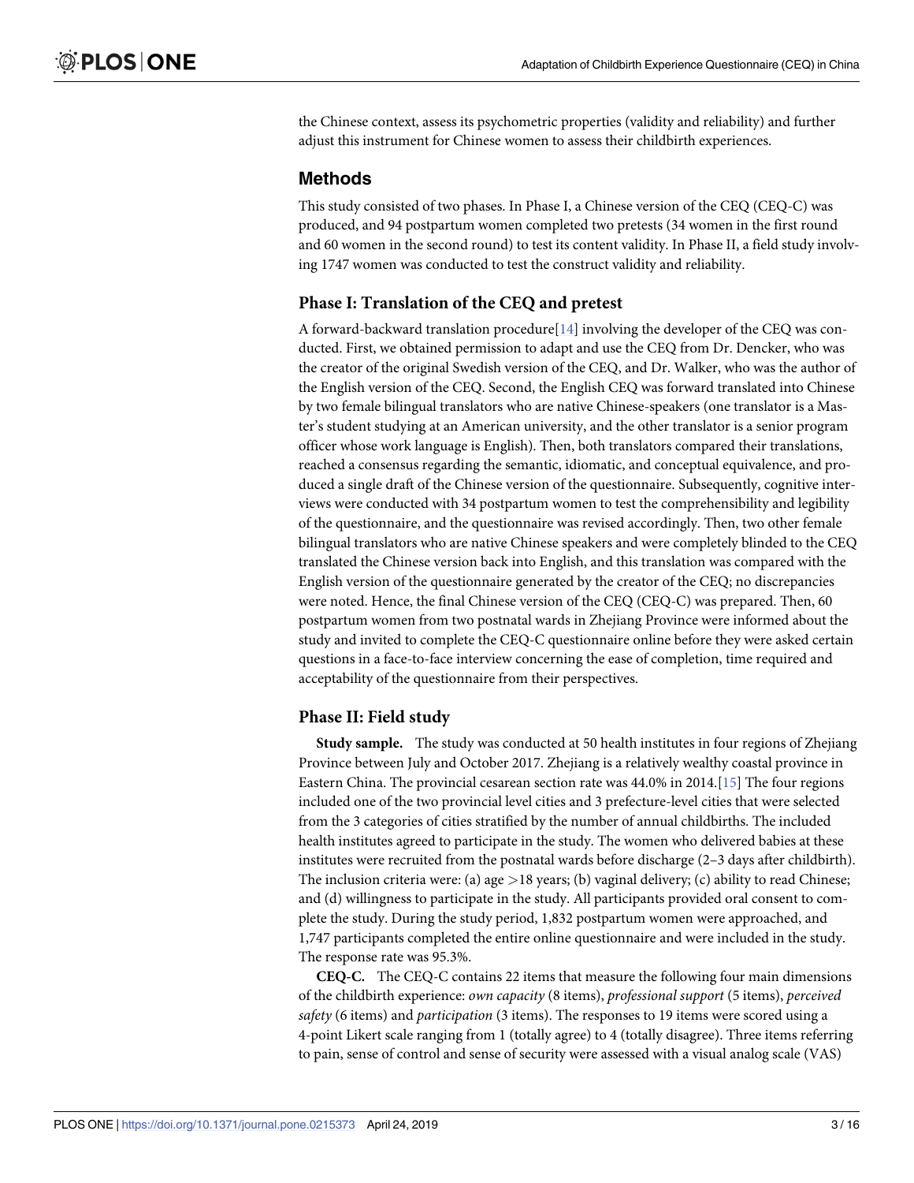the Chinese context, assess its psychometric properties (validity and reliability) and further adjust this instrument for Chinese women to assess their childbirth experiences.

## Methods

This study consisted of two phases. In Phase I, a Chinese version of the CEQ (CEQ-C) was produced, and 94 postpartum women completed two pretests (34 women in the first round and 60 women in the second round) to test its content validity. In Phase II, a field study involving 1747 women was conducted to test the construct validity and reliability.

### Phase I: Translation of the CEQ and pretest

A forward-backward translation procedure[14] involving the developer of the CEQ was conducted. First, we obtained permission to adapt and use the CEQ from Dr. Dencker, who was the creator of the original Swedish version of the CEQ, and Dr. Walker, who was the author of the English version of the CEQ. Second, the English CEQ was forward translated into Chinese by two female bilingual translators who are native Chinese-speakers (one translator is a Master's student studying at an American university, and the other translator is a senior program officer whose work language is English). Then, both translators compared their translations, reached a consensus regarding the semantic, idiomatic, and conceptual equivalence, and produced a single draft of the Chinese version of the questionnaire. Subsequently, cognitive interviews were conducted with 34 postpartum women to test the comprehensibility and legibility of the questionnaire, and the questionnaire was revised accordingly. Then, two other female bilingual translators who are native Chinese speakers and were completely blinded to the CEQ translated the Chinese version back into English, and this translation was compared with the English version of the questionnaire generated by the creator of the CEQ; no discrepancies were noted. Hence, the final Chinese version of the CEQ (CEQ-C) was prepared. Then, 60 postpartum women from two postnatal wards in Zhejiang Province were informed about the study and invited to complete the CEQ-C questionnaire online before they were asked certain questions in a face-to-face interview concerning the ease of completion, time required and acceptability of the questionnaire from their perspectives.

### Phase II: Field study

**Study sample.** The study was conducted at 50 health institutes in four regions of Zhejiang Province between July and October 2017. Zhejiang is a relatively wealthy coastal province in Eastern China. The provincial cesarean section rate was 44.0% in 2014.[15] The four regions included one of the two provincial level cities and 3 prefecture-level cities that were selected from the 3 categories of cities stratified by the number of annual childbirths. The included health institutes agreed to participate in the study. The women who delivered babies at these institutes were recruited from the postnatal wards before discharge (2–3 days after childbirth). The inclusion criteria were: (a) age >18 years; (b) vaginal delivery; (c) ability to read Chinese; and (d) willingness to participate in the study. All participants provided oral consent to complete the study. During the study period, 1,832 postpartum women were approached, and 1,747 participants completed the entire online questionnaire and were included in the study. The response rate was 95.3%.

**CEQ-C.** The CEQ-C contains 22 items that measure the following four main dimensions of the childbirth experience: *own capacity* (8 items), *professional support* (5 items), *perceived safety* (6 items) and *participation* (3 items). The responses to 19 items were scored using a 4-point Likert scale ranging from 1 (totally agree) to 4 (totally disagree). Three items referring to pain, sense of control and sense of security were assessed with a visual analog scale (VAS)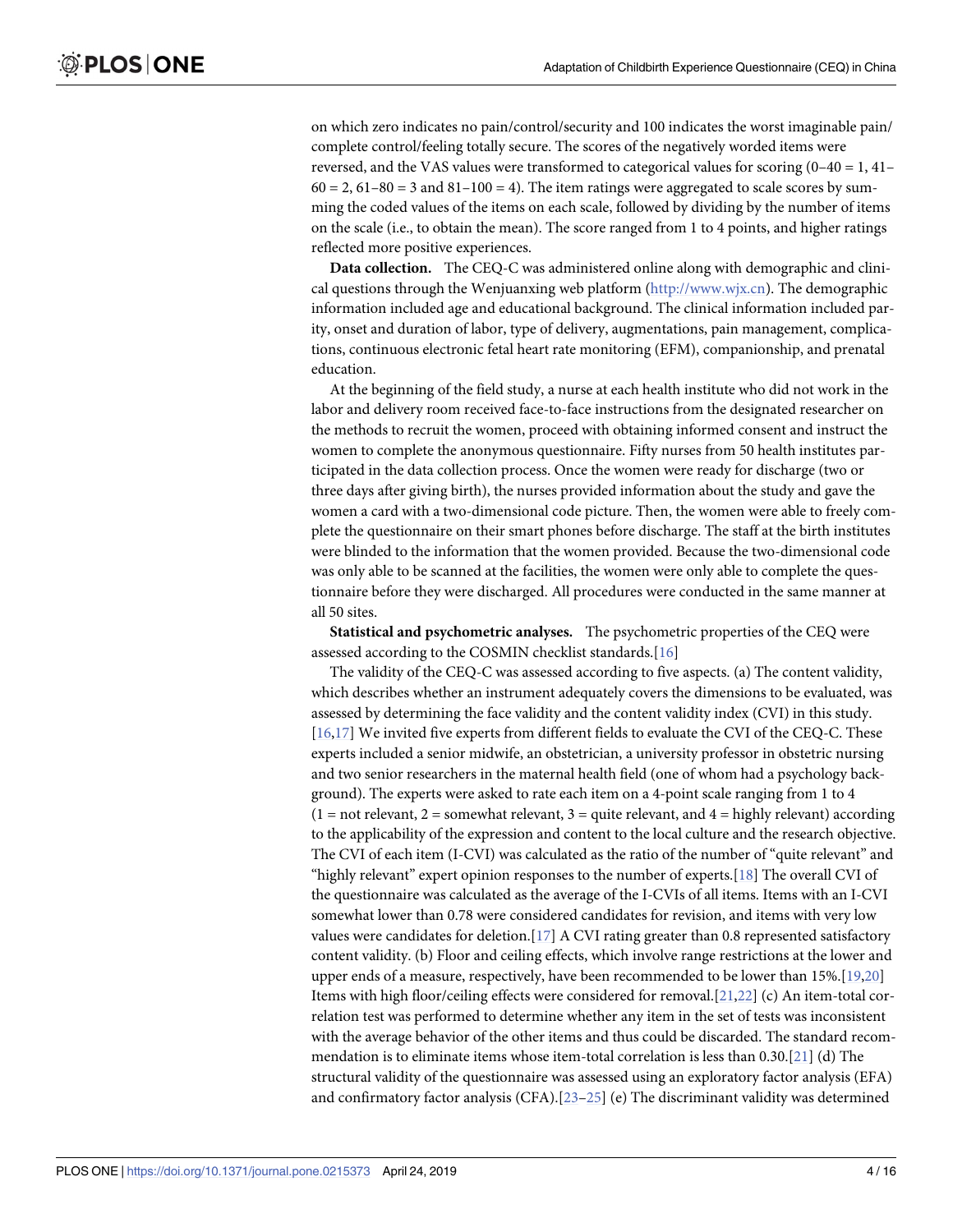on which zero indicates no pain/control/security and 100 indicates the worst imaginable pain/complete control/feeling totally secure. The scores of the negatively worded items were reversed, and the VAS values were transformed to categorical values for scoring (0–40 = 1, 41–60 = 2, 61–80 = 3 and 81–100 = 4). The item ratings were aggregated to scale scores by summing the coded values of the items on each scale, followed by dividing by the number of items on the scale (i.e., to obtain the mean). The score ranged from 1 to 4 points, and higher ratings reflected more positive experiences.

**Data collection.** The CEQ-C was administered online along with demographic and clinical questions through the Wenjuanxing web platform (http://www.wjx.cn). The demographic information included age and educational background. The clinical information included parity, onset and duration of labor, type of delivery, augmentations, pain management, complications, continuous electronic fetal heart rate monitoring (EFM), companionship, and prenatal education.

At the beginning of the field study, a nurse at each health institute who did not work in the labor and delivery room received face-to-face instructions from the designated researcher on the methods to recruit the women, proceed with obtaining informed consent and instruct the women to complete the anonymous questionnaire. Fifty nurses from 50 health institutes participated in the data collection process. Once the women were ready for discharge (two or three days after giving birth), the nurses provided information about the study and gave the women a card with a two-dimensional code picture. Then, the women were able to freely complete the questionnaire on their smart phones before discharge. The staff at the birth institutes were blinded to the information that the women provided. Because the two-dimensional code was only able to be scanned at the facilities, the women were only able to complete the questionnaire before they were discharged. All procedures were conducted in the same manner at all 50 sites.

**Statistical and psychometric analyses.** The psychometric properties of the CEQ were assessed according to the COSMIN checklist standards.[16]

The validity of the CEQ-C was assessed according to five aspects. (a) The content validity, which describes whether an instrument adequately covers the dimensions to be evaluated, was assessed by determining the face validity and the content validity index (CVI) in this study.[16,17] We invited five experts from different fields to evaluate the CVI of the CEQ-C. These experts included a senior midwife, an obstetrician, a university professor in obstetric nursing and two senior researchers in the maternal health field (one of whom had a psychology background). The experts were asked to rate each item on a 4-point scale ranging from 1 to 4 (1 = not relevant, 2 = somewhat relevant, 3 = quite relevant, and 4 = highly relevant) according to the applicability of the expression and content to the local culture and the research objective. The CVI of each item (I-CVI) was calculated as the ratio of the number of "quite relevant" and "highly relevant" expert opinion responses to the number of experts.[18] The overall CVI of the questionnaire was calculated as the average of the I-CVIs of all items. Items with an I-CVI somewhat lower than 0.78 were considered candidates for revision, and items with very low values were candidates for deletion.[17] A CVI rating greater than 0.8 represented satisfactory content validity. (b) Floor and ceiling effects, which involve range restrictions at the lower and upper ends of a measure, respectively, have been recommended to be lower than 15%.[19,20] Items with high floor/ceiling effects were considered for removal.[21,22] (c) An item-total correlation test was performed to determine whether any item in the set of tests was inconsistent with the average behavior of the other items and thus could be discarded. The standard recommendation is to eliminate items whose item-total correlation is less than 0.30.[21] (d) The structural validity of the questionnaire was assessed using an exploratory factor analysis (EFA) and confirmatory factor analysis (CFA).[23–25] (e) The discriminant validity was determined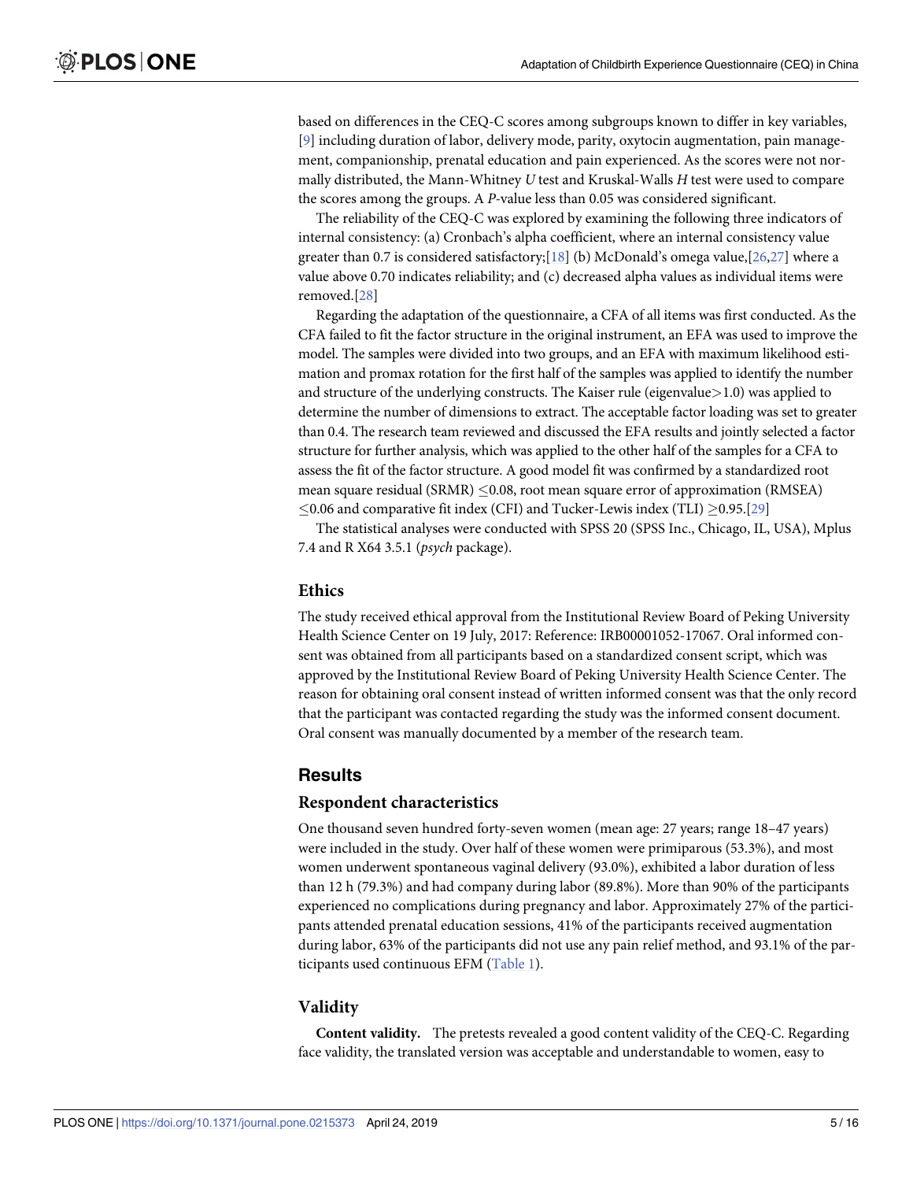based on differences in the CEQ-C scores among subgroups known to differ in key variables, [9] including duration of labor, delivery mode, parity, oxytocin augmentation, pain management, companionship, prenatal education and pain experienced. As the scores were not normally distributed, the Mann-Whitney *U* test and Kruskal-Walls *H* test were used to compare the scores among the groups. A *P*-value less than 0.05 was considered significant.

The reliability of the CEQ-C was explored by examining the following three indicators of internal consistency: (a) Cronbach's alpha coefficient, where an internal consistency value greater than 0.7 is considered satisfactory;[18] (b) McDonald's omega value,[26,27] where a value above 0.70 indicates reliability; and (c) decreased alpha values as individual items were removed.[28]

Regarding the adaptation of the questionnaire, a CFA of all items was first conducted. As the CFA failed to fit the factor structure in the original instrument, an EFA was used to improve the model. The samples were divided into two groups, and an EFA with maximum likelihood estimation and promax rotation for the first half of the samples was applied to identify the number and structure of the underlying constructs. The Kaiser rule (eigenvalue>1.0) was applied to determine the number of dimensions to extract. The acceptable factor loading was set to greater than 0.4. The research team reviewed and discussed the EFA results and jointly selected a factor structure for further analysis, which was applied to the other half of the samples for a CFA to assess the fit of the factor structure. A good model fit was confirmed by a standardized root mean square residual (SRMR) $\leq$0.08, root mean square error of approximation (RMSEA) $\leq$0.06 and comparative fit index (CFI) and Tucker-Lewis index (TLI) $\geq$0.95.[29]

The statistical analyses were conducted with SPSS 20 (SPSS Inc., Chicago, IL, USA), Mplus 7.4 and R X64 3.5.1 (*psych* package).

## Ethics

The study received ethical approval from the Institutional Review Board of Peking University Health Science Center on 19 July, 2017: Reference: IRB00001052-17067. Oral informed consent was obtained from all participants based on a standardized consent script, which was approved by the Institutional Review Board of Peking University Health Science Center. The reason for obtaining oral consent instead of written informed consent was that the only record that the participant was contacted regarding the study was the informed consent document. Oral consent was manually documented by a member of the research team.

# Results

## Respondent characteristics

One thousand seven hundred forty-seven women (mean age: 27 years; range 18–47 years) were included in the study. Over half of these women were primiparous (53.3%), and most women underwent spontaneous vaginal delivery (93.0%), exhibited a labor duration of less than 12 h (79.3%) and had company during labor (89.8%). More than 90% of the participants experienced no complications during pregnancy and labor. Approximately 27% of the participants attended prenatal education sessions, 41% of the participants received augmentation during labor, 63% of the participants did not use any pain relief method, and 93.1% of the participants used continuous EFM (Table 1).

## Validity

**Content validity.** The pretests revealed a good content validity of the CEQ-C. Regarding face validity, the translated version was acceptable and understandable to women, easy to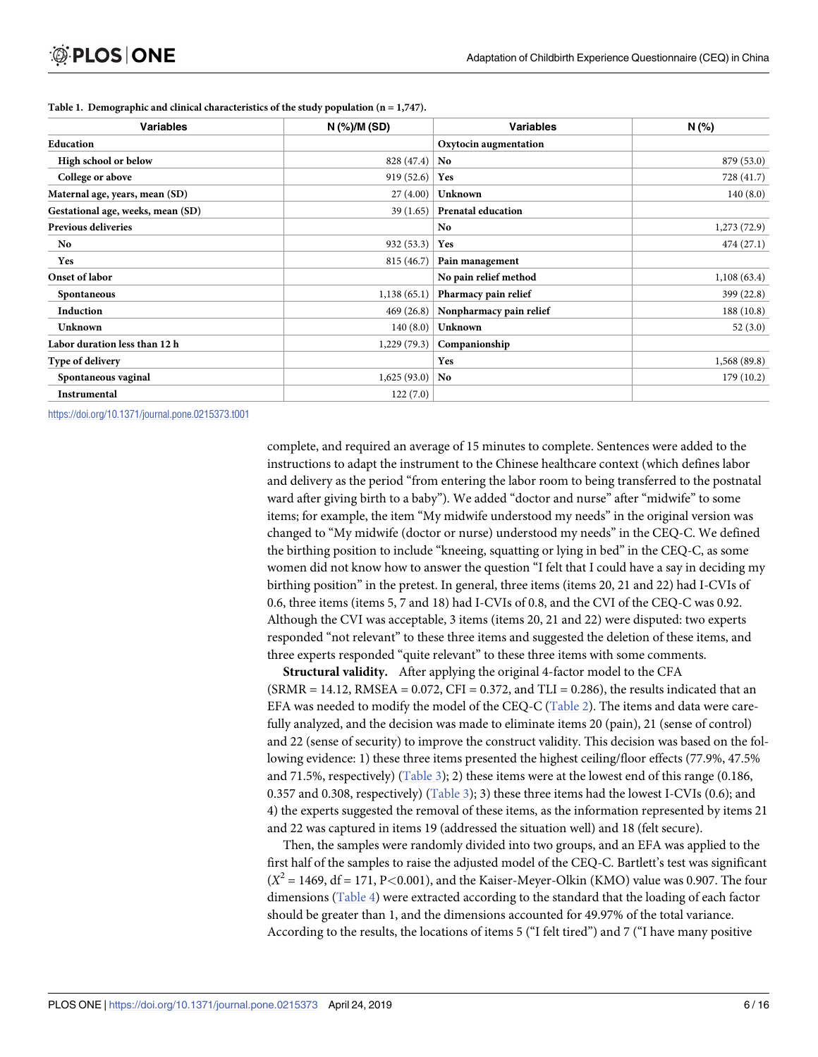**Table 1. Demographic and clinical characteristics of the study population (n = 1,747).**

| Variables | N (%)/M (SD) | Variables | N (%) |
|---|---|---|---|
| **Education** | | **Oxytocin augmentation** | |
| **High school or below** | 828 (47.4) | **No** | 879 (53.0) |
| **College or above** | 919 (52.6) | **Yes** | 728 (41.7) |
| **Maternal age, years, mean (SD)** | 27 (4.00) | **Unknown** | 140 (8.0) |
| **Gestational age, weeks, mean (SD)** | 39 (1.65) | **Prenatal education** | |
| **Previous deliveries** | | **No** | 1,273 (72.9) |
| **No** | 932 (53.3) | **Yes** | 474 (27.1) |
| **Yes** | 815 (46.7) | **Pain management** | |
| **Onset of labor** | | **No pain relief method** | 1,108 (63.4) |
| **Spontaneous** | 1,138 (65.1) | **Pharmacy pain relief** | 399 (22.8) |
| **Induction** | 469 (26.8) | **Nonpharmacy pain relief** | 188 (10.8) |
| **Unknown** | 140 (8.0) | **Unknown** | 52 (3.0) |
| **Labor duration less than 12 h** | 1,229 (79.3) | **Companionship** | |
| **Type of delivery** | | **Yes** | 1,568 (89.8) |
| **Spontaneous vaginal** | 1,625 (93.0) | **No** | 179 (10.2) |
| **Instrumental** | 122 (7.0) | | |

https://doi.org/10.1371/journal.pone.0215373.t001

complete, and required an average of 15 minutes to complete. Sentences were added to the instructions to adapt the instrument to the Chinese healthcare context (which defines labor and delivery as the period "from entering the labor room to being transferred to the postnatal ward after giving birth to a baby"). We added "doctor and nurse" after "midwife" to some items; for example, the item "My midwife understood my needs" in the original version was changed to "My midwife (doctor or nurse) understood my needs" in the CEQ-C. We defined the birthing position to include "kneeing, squatting or lying in bed" in the CEQ-C, as some women did not know how to answer the question "I felt that I could have a say in deciding my birthing position" in the pretest. In general, three items (items 20, 21 and 22) had I-CVIs of 0.6, three items (items 5, 7 and 18) had I-CVIs of 0.8, and the CVI of the CEQ-C was 0.92. Although the CVI was acceptable, 3 items (items 20, 21 and 22) were disputed: two experts responded "not relevant" to these three items and suggested the deletion of these items, and three experts responded "quite relevant" to these three items with some comments.

**Structural validity.** After applying the original 4-factor model to the CFA (SRMR = 14.12, RMSEA = 0.072, CFI = 0.372, and TLI = 0.286), the results indicated that an EFA was needed to modify the model of the CEQ-C (Table 2). The items and data were carefully analyzed, and the decision was made to eliminate items 20 (pain), 21 (sense of control) and 22 (sense of security) to improve the construct validity. This decision was based on the following evidence: 1) these three items presented the highest ceiling/floor effects (77.9%, 47.5% and 71.5%, respectively) (Table 3); 2) these items were at the lowest end of this range (0.186, 0.357 and 0.308, respectively) (Table 3); 3) these three items had the lowest I-CVIs (0.6); and 4) the experts suggested the removal of these items, as the information represented by items 21 and 22 was captured in items 19 (addressed the situation well) and 18 (felt secure).

Then, the samples were randomly divided into two groups, and an EFA was applied to the first half of the samples to raise the adjusted model of the CEQ-C. Bartlett's test was significant ($X^2$ = 1469, df = 171, P<0.001), and the Kaiser-Meyer-Olkin (KMO) value was 0.907. The four dimensions (Table 4) were extracted according to the standard that the loading of each factor should be greater than 1, and the dimensions accounted for 49.97% of the total variance. According to the results, the locations of items 5 ("I felt tired") and 7 ("I have many positive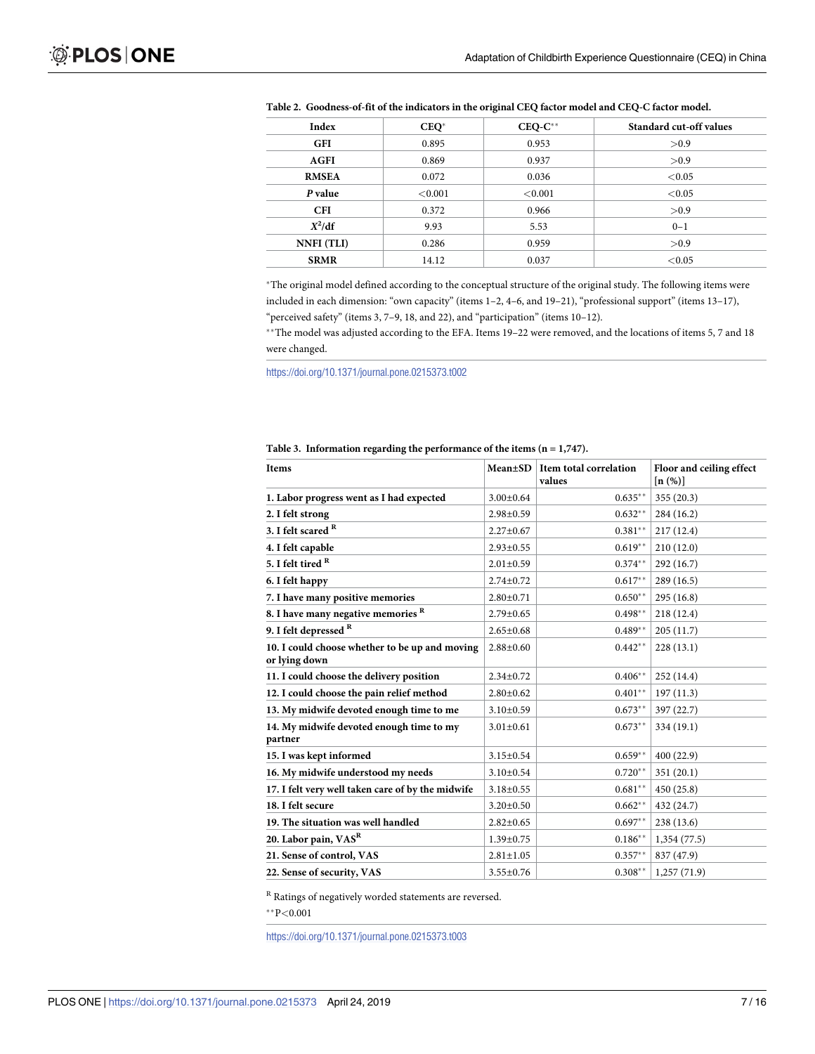**Table 2. Goodness-of-fit of the indicators in the original CEQ factor model and CEQ-C factor model.**

| Index | CEQ* | CEQ-C** | Standard cut-off values |
|---|---|---|---|
| GFI | 0.895 | 0.953 | >0.9 |
| AGFI | 0.869 | 0.937 | >0.9 |
| RMSEA | 0.072 | 0.036 | <0.05 |
| *P* value | <0.001 | <0.001 | <0.05 |
| CFI | 0.372 | 0.966 | >0.9 |
| $X^2$/df | 9.93 | 5.53 | 0–1 |
| NNFI (TLI) | 0.286 | 0.959 | >0.9 |
| SRMR | 14.12 | 0.037 | <0.05 |

*The original model defined according to the conceptual structure of the original study. The following items were included in each dimension: "own capacity" (items 1–2, 4–6, and 19–21), "professional support" (items 13–17), "perceived safety" (items 3, 7–9, 18, and 22), and "participation" (items 10–12).

**The model was adjusted according to the EFA. Items 19–22 were removed, and the locations of items 5, 7 and 18 were changed.

https://doi.org/10.1371/journal.pone.0215373.t002

**Table 3. Information regarding the performance of the items (n = 1,747).**

| Items | Mean±SD | Item total correlation values | Floor and ceiling effect [n (%)] |
|---|---|---|---|
| 1. Labor progress went as I had expected | 3.00±0.64 | 0.635** | 355 (20.3) |
| 2. I felt strong | 2.98±0.59 | 0.632** | 284 (16.2) |
| 3. I felt scared [R] | 2.27±0.67 | 0.381** | 217 (12.4) |
| 4. I felt capable | 2.93±0.55 | 0.619** | 210 (12.0) |
| 5. I felt tired [R] | 2.01±0.59 | 0.374** | 292 (16.7) |
| 6. I felt happy | 2.74±0.72 | 0.617** | 289 (16.5) |
| 7. I have many positive memories | 2.80±0.71 | 0.650** | 295 (16.8) |
| 8. I have many negative memories [R] | 2.79±0.65 | 0.498** | 218 (12.4) |
| 9. I felt depressed [R] | 2.65±0.68 | 0.489** | 205 (11.7) |
| 10. I could choose whether to be up and moving or lying down | 2.88±0.60 | 0.442** | 228 (13.1) |
| 11. I could choose the delivery position | 2.34±0.72 | 0.406** | 252 (14.4) |
| 12. I could choose the pain relief method | 2.80±0.62 | 0.401** | 197 (11.3) |
| 13. My midwife devoted enough time to me | 3.10±0.59 | 0.673** | 397 (22.7) |
| 14. My midwife devoted enough time to my partner | 3.01±0.61 | 0.673** | 334 (19.1) |
| 15. I was kept informed | 3.15±0.54 | 0.659** | 400 (22.9) |
| 16. My midwife understood my needs | 3.10±0.54 | 0.720** | 351 (20.1) |
| 17. I felt very well taken care of by the midwife | 3.18±0.55 | 0.681** | 450 (25.8) |
| 18. I felt secure | 3.20±0.50 | 0.662** | 432 (24.7) |
| 19. The situation was well handled | 2.82±0.65 | 0.697** | 238 (13.6) |
| 20. Labor pain, VAS[R] | 1.39±0.75 | 0.186** | 1,354 (77.5) |
| 21. Sense of control, VAS | 2.81±1.05 | 0.357** | 837 (47.9) |
| 22. Sense of security, VAS | 3.55±0.76 | 0.308** | 1,257 (71.9) |

[R] Ratings of negatively worded statements are reversed.

**P<0.001

https://doi.org/10.1371/journal.pone.0215373.t003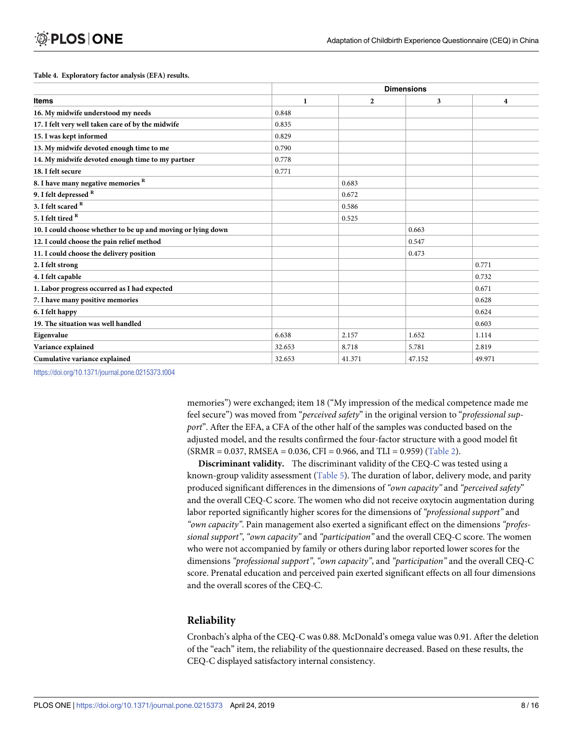**Table 4. Exploratory factor analysis (EFA) results.**

| Items | Dimensions | | | |
|---|---|---|---|---|
| | 1 | 2 | 3 | 4 |
| 16. My midwife understood my needs | 0.848 | | | |
| 17. I felt very well taken care of by the midwife | 0.835 | | | |
| 15. I was kept informed | 0.829 | | | |
| 13. My midwife devoted enough time to me | 0.790 | | | |
| 14. My midwife devoted enough time to my partner | 0.778 | | | |
| 18. I felt secure | 0.771 | | | |
| 8. I have many negative memories [R] | | 0.683 | | |
| 9. I felt depressed [R] | | 0.672 | | |
| 3. I felt scared [R] | | 0.586 | | |
| 5. I felt tired [R] | | 0.525 | | |
| 10. I could choose whether to be up and moving or lying down | | | 0.663 | |
| 12. I could choose the pain relief method | | | 0.547 | |
| 11. I could choose the delivery position | | | 0.473 | |
| 2. I felt strong | | | | 0.771 |
| 4. I felt capable | | | | 0.732 |
| 1. Labor progress occurred as I had expected | | | | 0.671 |
| 7. I have many positive memories | | | | 0.628 |
| 6. I felt happy | | | | 0.624 |
| 19. The situation was well handled | | | | 0.603 |
| Eigenvalue | 6.638 | 2.157 | 1.652 | 1.114 |
| Variance explained | 32.653 | 8.718 | 5.781 | 2.819 |
| Cumulative variance explained | 32.653 | 41.371 | 47.152 | 49.971 |

https://doi.org/10.1371/journal.pone.0215373.t004

memories") were exchanged; item 18 ("My impression of the medical competence made me feel secure") was moved from "*perceived safety*" in the original version to "*professional support*". After the EFA, a CFA of the other half of the samples was conducted based on the adjusted model, and the results confirmed the four-factor structure with a good model fit (SRMR = 0.037, RMSEA = 0.036, CFI = 0.966, and TLI = 0.959) (Table 2).

**Discriminant validity.** The discriminant validity of the CEQ-C was tested using a known-group validity assessment (Table 5). The duration of labor, delivery mode, and parity produced significant differences in the dimensions of *"own capacity"* and *"perceived safety"* and the overall CEQ-C score. The women who did not receive oxytocin augmentation during labor reported significantly higher scores for the dimensions of *"professional support"* and *"own capacity"*. Pain management also exerted a significant effect on the dimensions *"professional support"*, *"own capacity"* and *"participation"* and the overall CEQ-C score. The women who were not accompanied by family or others during labor reported lower scores for the dimensions *"professional support"*, *"own capacity"*, and *"participation"* and the overall CEQ-C score. Prenatal education and perceived pain exerted significant effects on all four dimensions and the overall scores of the CEQ-C.

## Reliability

Cronbach's alpha of the CEQ-C was 0.88. McDonald's omega value was 0.91. After the deletion of the "each" item, the reliability of the questionnaire decreased. Based on these results, the CEQ-C displayed satisfactory internal consistency.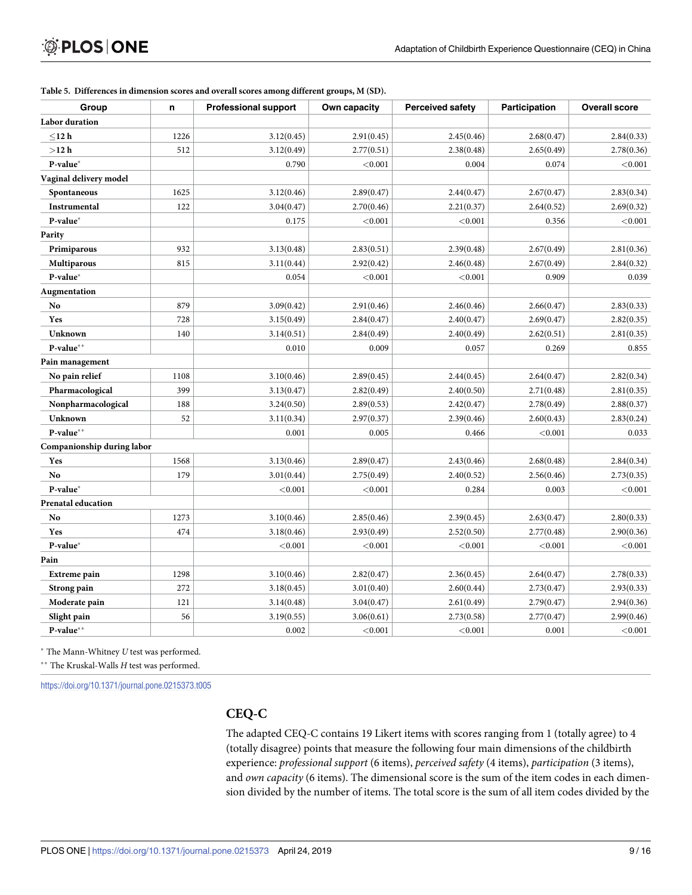**Table 5. Differences in dimension scores and overall scores among different groups, M (SD).**

| Group | n | Professional support | Own capacity | Perceived safety | Participation | Overall score |
|---|---|---|---|---|---|---|
| **Labor duration** | | | | | | |
| **≤12 h** | 1226 | 3.12(0.45) | 2.91(0.45) | 2.45(0.46) | 2.68(0.47) | 2.84(0.33) |
| **>12 h** | 512 | 3.12(0.49) | 2.77(0.51) | 2.38(0.48) | 2.65(0.49) | 2.78(0.36) |
| **P-value*** | | 0.790 | <0.001 | 0.004 | 0.074 | <0.001 |
| **Vaginal delivery model** | | | | | | |
| **Spontaneous** | 1625 | 3.12(0.46) | 2.89(0.47) | 2.44(0.47) | 2.67(0.47) | 2.83(0.34) |
| **Instrumental** | 122 | 3.04(0.47) | 2.70(0.46) | 2.21(0.37) | 2.64(0.52) | 2.69(0.32) |
| **P-value*** | | 0.175 | <0.001 | <0.001 | 0.356 | <0.001 |
| **Parity** | | | | | | |
| **Primiparous** | 932 | 3.13(0.48) | 2.83(0.51) | 2.39(0.48) | 2.67(0.49) | 2.81(0.36) |
| **Multiparous** | 815 | 3.11(0.44) | 2.92(0.42) | 2.46(0.48) | 2.67(0.49) | 2.84(0.32) |
| **P-value*** | | 0.054 | <0.001 | <0.001 | 0.909 | 0.039 |
| **Augmentation** | | | | | | |
| **No** | 879 | 3.09(0.42) | 2.91(0.46) | 2.46(0.46) | 2.66(0.47) | 2.83(0.33) |
| **Yes** | 728 | 3.15(0.49) | 2.84(0.47) | 2.40(0.47) | 2.69(0.47) | 2.82(0.35) |
| **Unknown** | 140 | 3.14(0.51) | 2.84(0.49) | 2.40(0.49) | 2.62(0.51) | 2.81(0.35) |
| **P-value**** | | 0.010 | 0.009 | 0.057 | 0.269 | 0.855 |
| **Pain management** | | | | | | |
| **No pain relief** | 1108 | 3.10(0.46) | 2.89(0.45) | 2.44(0.45) | 2.64(0.47) | 2.82(0.34) |
| **Pharmacological** | 399 | 3.13(0.47) | 2.82(0.49) | 2.40(0.50) | 2.71(0.48) | 2.81(0.35) |
| **Nonpharmacological** | 188 | 3.24(0.50) | 2.89(0.53) | 2.42(0.47) | 2.78(0.49) | 2.88(0.37) |
| **Unknown** | 52 | 3.11(0.34) | 2.97(0.37) | 2.39(0.46) | 2.60(0.43) | 2.83(0.24) |
| **P-value**** | | 0.001 | 0.005 | 0.466 | <0.001 | 0.033 |
| **Companionship during labor** | | | | | | |
| **Yes** | 1568 | 3.13(0.46) | 2.89(0.47) | 2.43(0.46) | 2.68(0.48) | 2.84(0.34) |
| **No** | 179 | 3.01(0.44) | 2.75(0.49) | 2.40(0.52) | 2.56(0.46) | 2.73(0.35) |
| **P-value*** | | <0.001 | <0.001 | 0.284 | 0.003 | <0.001 |
| **Prenatal education** | | | | | | |
| **No** | 1273 | 3.10(0.46) | 2.85(0.46) | 2.39(0.45) | 2.63(0.47) | 2.80(0.33) |
| **Yes** | 474 | 3.18(0.46) | 2.93(0.49) | 2.52(0.50) | 2.77(0.48) | 2.90(0.36) |
| **P-value*** | | <0.001 | <0.001 | <0.001 | <0.001 | <0.001 |
| **Pain** | | | | | | |
| **Extreme pain** | 1298 | 3.10(0.46) | 2.82(0.47) | 2.36(0.45) | 2.64(0.47) | 2.78(0.33) |
| **Strong pain** | 272 | 3.18(0.45) | 3.01(0.40) | 2.60(0.44) | 2.73(0.47) | 2.93(0.33) |
| **Moderate pain** | 121 | 3.14(0.48) | 3.04(0.47) | 2.61(0.49) | 2.79(0.47) | 2.94(0.36) |
| **Slight pain** | 56 | 3.19(0.55) | 3.06(0.61) | 2.73(0.58) | 2.77(0.47) | 2.99(0.46) |
| **P-value**** | | 0.002 | <0.001 | <0.001 | 0.001 | <0.001 |

* The Mann-Whitney *U* test was performed.

** The Kruskal-Walls *H* test was performed.

https://doi.org/10.1371/journal.pone.0215373.t005

## CEQ-C

The adapted CEQ-C contains 19 Likert items with scores ranging from 1 (totally agree) to 4 (totally disagree) points that measure the following four main dimensions of the childbirth experience: *professional support* (6 items), *perceived safety* (4 items), *participation* (3 items), and *own capacity* (6 items). The dimensional score is the sum of the item codes in each dimension divided by the number of items. The total score is the sum of all item codes divided by the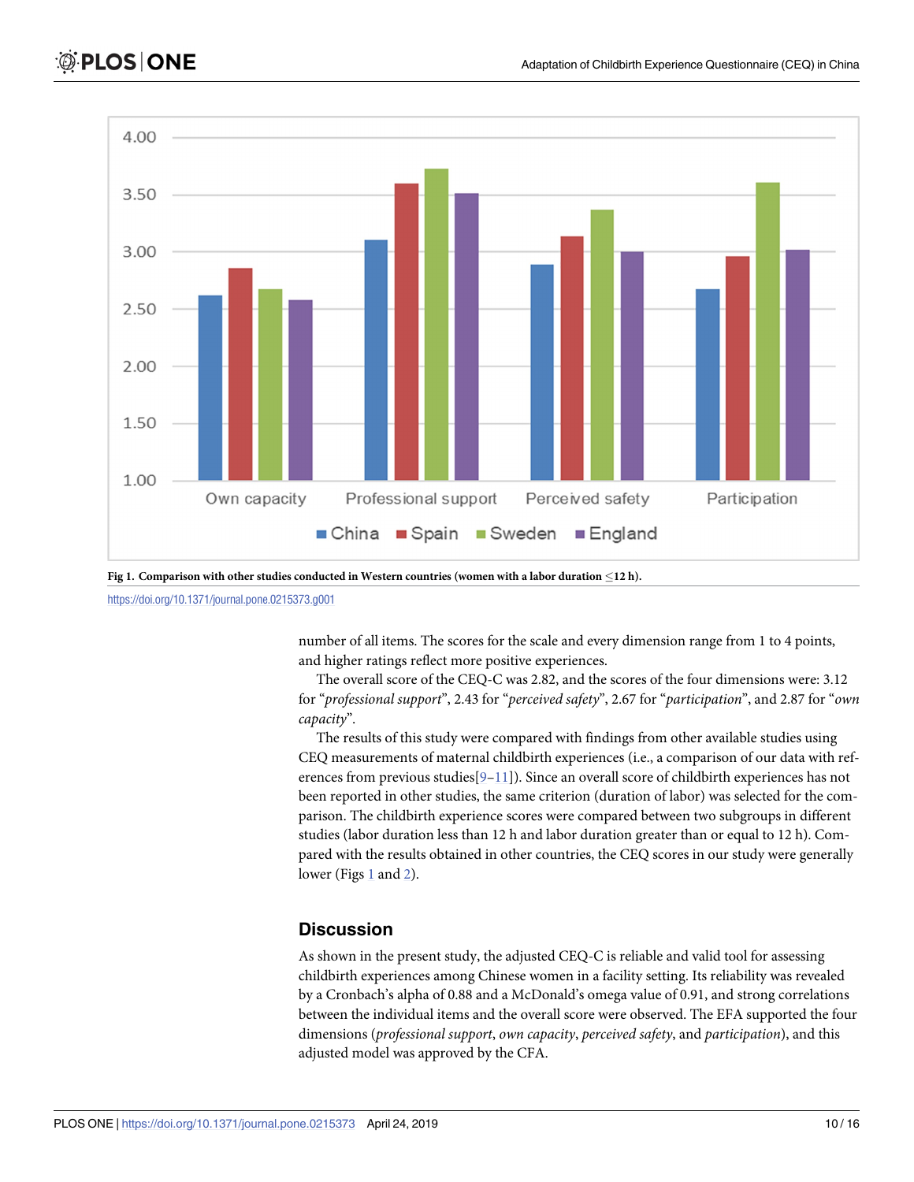4.00
3.50
3.00
2.50
2.00
1.50
1.00

Own capacity
Professional support
Perceived safety
Participation

China
Spain
Sweden
England

**Fig 1. Comparison with other studies conducted in Western countries (women with a labor duration ≤12 h).**

https://doi.org/10.1371/journal.pone.0215373.g001

number of all items. The scores for the scale and every dimension range from 1 to 4 points, and higher ratings reflect more positive experiences.

The overall score of the CEQ-C was 2.82, and the scores of the four dimensions were: 3.12 for "*professional support*", 2.43 for "*perceived safety*", 2.67 for "*participation*", and 2.87 for "*own capacity*".

The results of this study were compared with findings from other available studies using CEQ measurements of maternal childbirth experiences (i.e., a comparison of our data with references from previous studies[9–11]). Since an overall score of childbirth experiences has not been reported in other studies, the same criterion (duration of labor) was selected for the comparison. The childbirth experience scores were compared between two subgroups in different studies (labor duration less than 12 h and labor duration greater than or equal to 12 h). Compared with the results obtained in other countries, the CEQ scores in our study were generally lower (Figs 1 and 2).

## Discussion

As shown in the present study, the adjusted CEQ-C is reliable and valid tool for assessing childbirth experiences among Chinese women in a facility setting. Its reliability was revealed by a Cronbach's alpha of 0.88 and a McDonald's omega value of 0.91, and strong correlations between the individual items and the overall score were observed. The EFA supported the four dimensions (*professional support*, *own capacity*, *perceived safety*, and *participation*), and this adjusted model was approved by the CFA.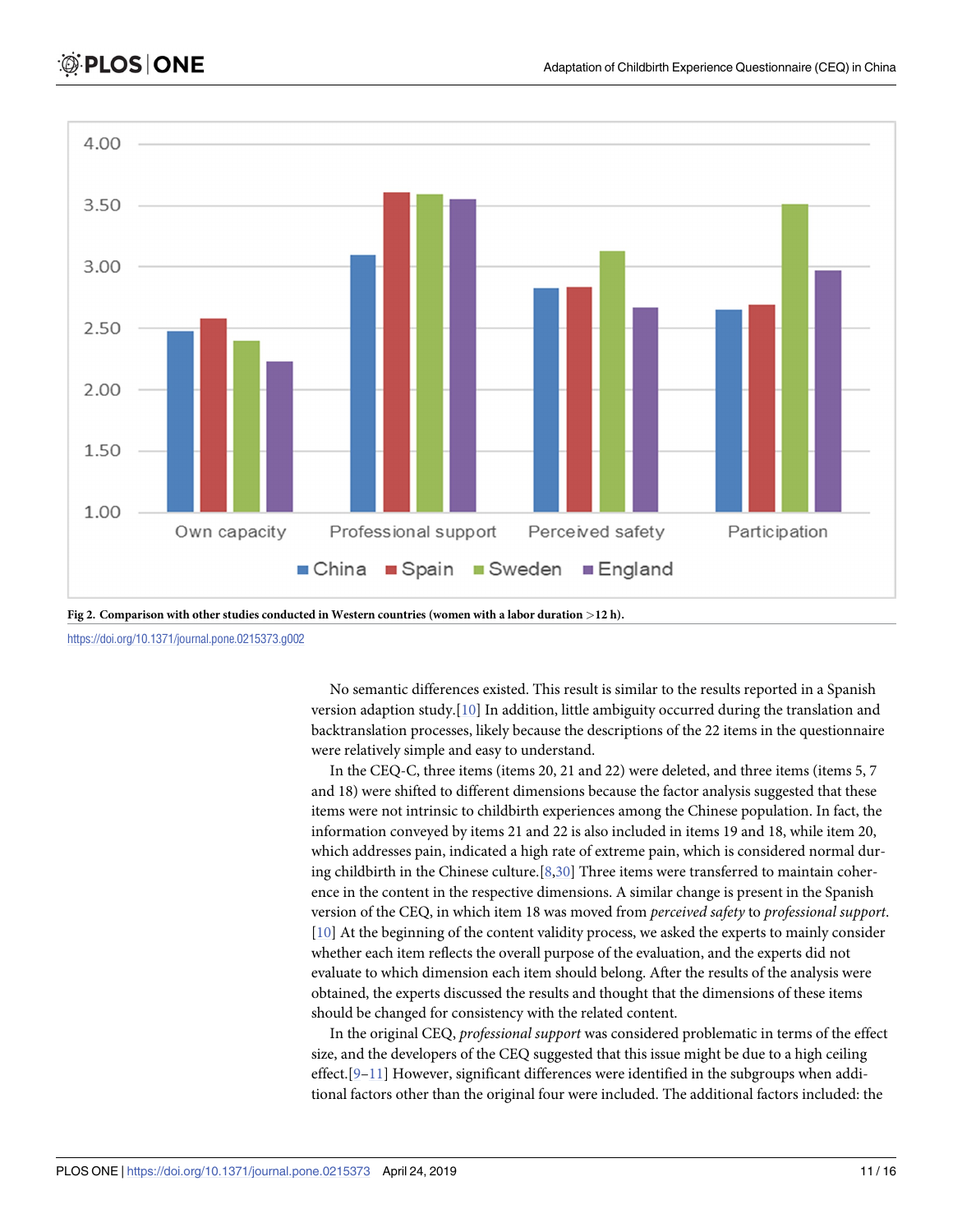4.00
3.50
3.00
2.50
2.00
1.50
1.00

Own capacity
Professional support
Perceived safety
Participation

China
Spain
Sweden
England

**Fig 2. Comparison with other studies conducted in Western countries (women with a labor duration >12 h).**

https://doi.org/10.1371/journal.pone.0215373.g002

No semantic differences existed. This result is similar to the results reported in a Spanish version adaption study.[10] In addition, little ambiguity occurred during the translation and backtranslation processes, likely because the descriptions of the 22 items in the questionnaire were relatively simple and easy to understand.

In the CEQ-C, three items (items 20, 21 and 22) were deleted, and three items (items 5, 7 and 18) were shifted to different dimensions because the factor analysis suggested that these items were not intrinsic to childbirth experiences among the Chinese population. In fact, the information conveyed by items 21 and 22 is also included in items 19 and 18, while item 20, which addresses pain, indicated a high rate of extreme pain, which is considered normal during childbirth in the Chinese culture.[8,30] Three items were transferred to maintain coherence in the content in the respective dimensions. A similar change is present in the Spanish version of the CEQ, in which item 18 was moved from *perceived safety* to *professional support*.[10] At the beginning of the content validity process, we asked the experts to mainly consider whether each item reflects the overall purpose of the evaluation, and the experts did not evaluate to which dimension each item should belong. After the results of the analysis were obtained, the experts discussed the results and thought that the dimensions of these items should be changed for consistency with the related content.

In the original CEQ, *professional support* was considered problematic in terms of the effect size, and the developers of the CEQ suggested that this issue might be due to a high ceiling effect.[9–11] However, significant differences were identified in the subgroups when additional factors other than the original four were included. The additional factors included: the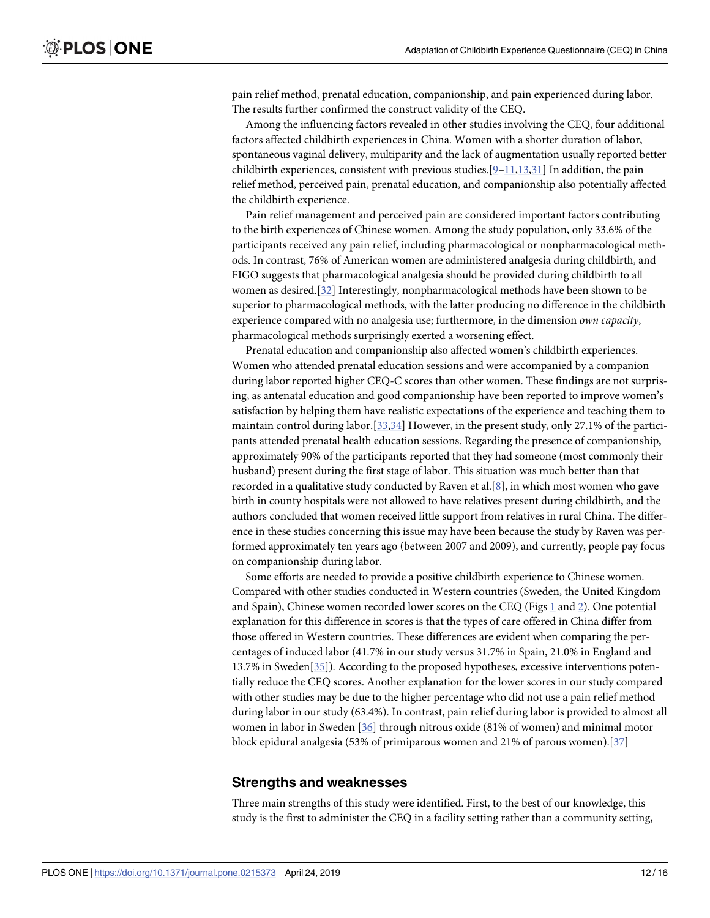pain relief method, prenatal education, companionship, and pain experienced during labor. The results further confirmed the construct validity of the CEQ.

Among the influencing factors revealed in other studies involving the CEQ, four additional factors affected childbirth experiences in China. Women with a shorter duration of labor, spontaneous vaginal delivery, multiparity and the lack of augmentation usually reported better childbirth experiences, consistent with previous studies.[9–11,13,31] In addition, the pain relief method, perceived pain, prenatal education, and companionship also potentially affected the childbirth experience.

Pain relief management and perceived pain are considered important factors contributing to the birth experiences of Chinese women. Among the study population, only 33.6% of the participants received any pain relief, including pharmacological or nonpharmacological methods. In contrast, 76% of American women are administered analgesia during childbirth, and FIGO suggests that pharmacological analgesia should be provided during childbirth to all women as desired.[32] Interestingly, nonpharmacological methods have been shown to be superior to pharmacological methods, with the latter producing no difference in the childbirth experience compared with no analgesia use; furthermore, in the dimension *own capacity*, pharmacological methods surprisingly exerted a worsening effect.

Prenatal education and companionship also affected women's childbirth experiences. Women who attended prenatal education sessions and were accompanied by a companion during labor reported higher CEQ-C scores than other women. These findings are not surprising, as antenatal education and good companionship have been reported to improve women's satisfaction by helping them have realistic expectations of the experience and teaching them to maintain control during labor.[33,34] However, in the present study, only 27.1% of the participants attended prenatal health education sessions. Regarding the presence of companionship, approximately 90% of the participants reported that they had someone (most commonly their husband) present during the first stage of labor. This situation was much better than that recorded in a qualitative study conducted by Raven et al.[8], in which most women who gave birth in county hospitals were not allowed to have relatives present during childbirth, and the authors concluded that women received little support from relatives in rural China. The difference in these studies concerning this issue may have been because the study by Raven was performed approximately ten years ago (between 2007 and 2009), and currently, people pay focus on companionship during labor.

Some efforts are needed to provide a positive childbirth experience to Chinese women. Compared with other studies conducted in Western countries (Sweden, the United Kingdom and Spain), Chinese women recorded lower scores on the CEQ (Figs 1 and 2). One potential explanation for this difference in scores is that the types of care offered in China differ from those offered in Western countries. These differences are evident when comparing the percentages of induced labor (41.7% in our study versus 31.7% in Spain, 21.0% in England and 13.7% in Sweden[35]). According to the proposed hypotheses, excessive interventions potentially reduce the CEQ scores. Another explanation for the lower scores in our study compared with other studies may be due to the higher percentage who did not use a pain relief method during labor in our study (63.4%). In contrast, pain relief during labor is provided to almost all women in labor in Sweden [36] through nitrous oxide (81% of women) and minimal motor block epidural analgesia (53% of primiparous women and 21% of parous women).[37]

## Strengths and weaknesses

Three main strengths of this study were identified. First, to the best of our knowledge, this study is the first to administer the CEQ in a facility setting rather than a community setting,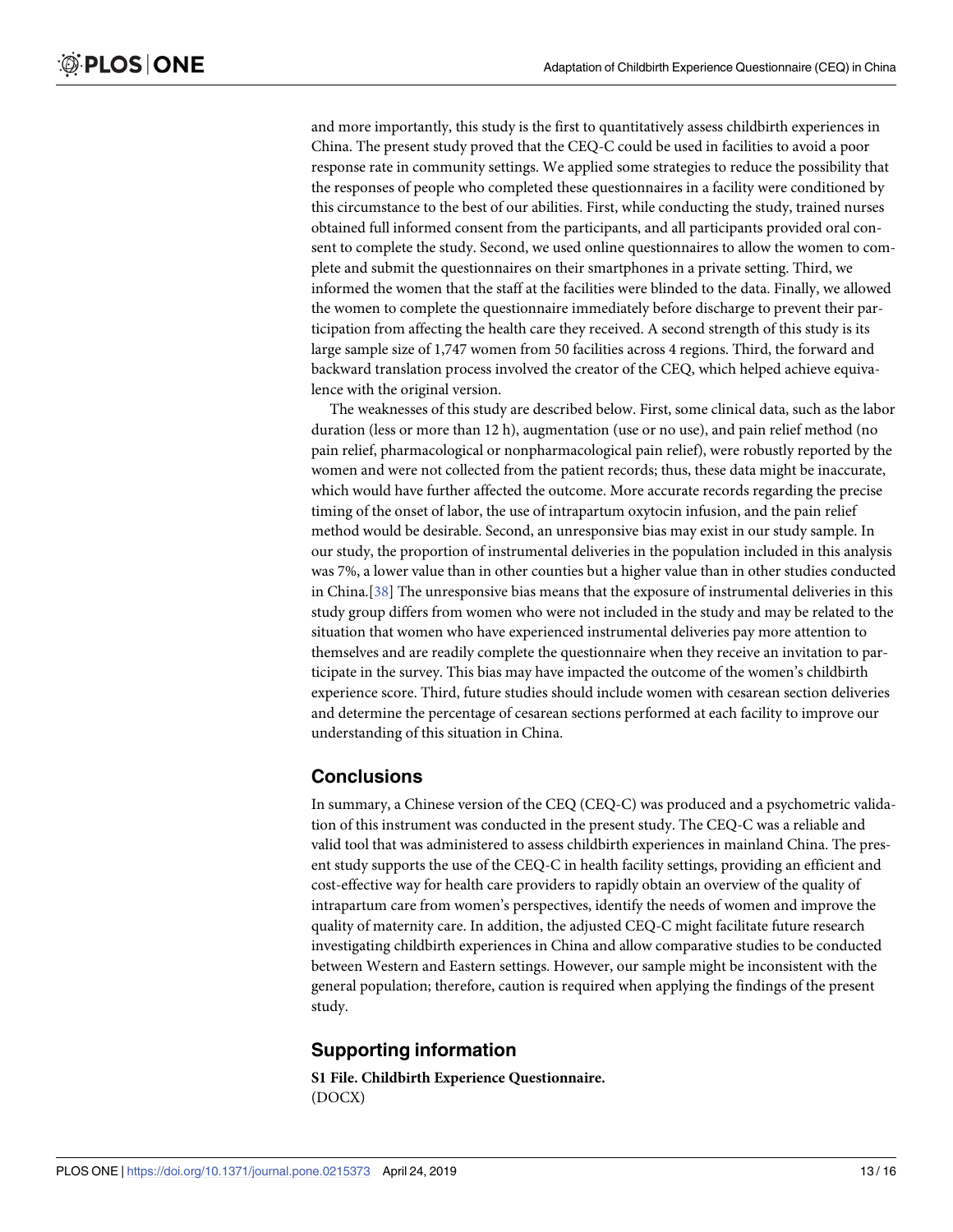and more importantly, this study is the first to quantitatively assess childbirth experiences in China. The present study proved that the CEQ-C could be used in facilities to avoid a poor response rate in community settings. We applied some strategies to reduce the possibility that the responses of people who completed these questionnaires in a facility were conditioned by this circumstance to the best of our abilities. First, while conducting the study, trained nurses obtained full informed consent from the participants, and all participants provided oral consent to complete the study. Second, we used online questionnaires to allow the women to complete and submit the questionnaires on their smartphones in a private setting. Third, we informed the women that the staff at the facilities were blinded to the data. Finally, we allowed the women to complete the questionnaire immediately before discharge to prevent their participation from affecting the health care they received. A second strength of this study is its large sample size of 1,747 women from 50 facilities across 4 regions. Third, the forward and backward translation process involved the creator of the CEQ, which helped achieve equivalence with the original version.

The weaknesses of this study are described below. First, some clinical data, such as the labor duration (less or more than 12 h), augmentation (use or no use), and pain relief method (no pain relief, pharmacological or nonpharmacological pain relief), were robustly reported by the women and were not collected from the patient records; thus, these data might be inaccurate, which would have further affected the outcome. More accurate records regarding the precise timing of the onset of labor, the use of intrapartum oxytocin infusion, and the pain relief method would be desirable. Second, an unresponsive bias may exist in our study sample. In our study, the proportion of instrumental deliveries in the population included in this analysis was 7%, a lower value than in other counties but a higher value than in other studies conducted in China.[38] The unresponsive bias means that the exposure of instrumental deliveries in this study group differs from women who were not included in the study and may be related to the situation that women who have experienced instrumental deliveries pay more attention to themselves and are readily complete the questionnaire when they receive an invitation to participate in the survey. This bias may have impacted the outcome of the women's childbirth experience score. Third, future studies should include women with cesarean section deliveries and determine the percentage of cesarean sections performed at each facility to improve our understanding of this situation in China.

## Conclusions

In summary, a Chinese version of the CEQ (CEQ-C) was produced and a psychometric validation of this instrument was conducted in the present study. The CEQ-C was a reliable and valid tool that was administered to assess childbirth experiences in mainland China. The present study supports the use of the CEQ-C in health facility settings, providing an efficient and cost-effective way for health care providers to rapidly obtain an overview of the quality of intrapartum care from women's perspectives, identify the needs of women and improve the quality of maternity care. In addition, the adjusted CEQ-C might facilitate future research investigating childbirth experiences in China and allow comparative studies to be conducted between Western and Eastern settings. However, our sample might be inconsistent with the general population; therefore, caution is required when applying the findings of the present study.

## Supporting information

**S1 File. Childbirth Experience Questionnaire.**
(DOCX)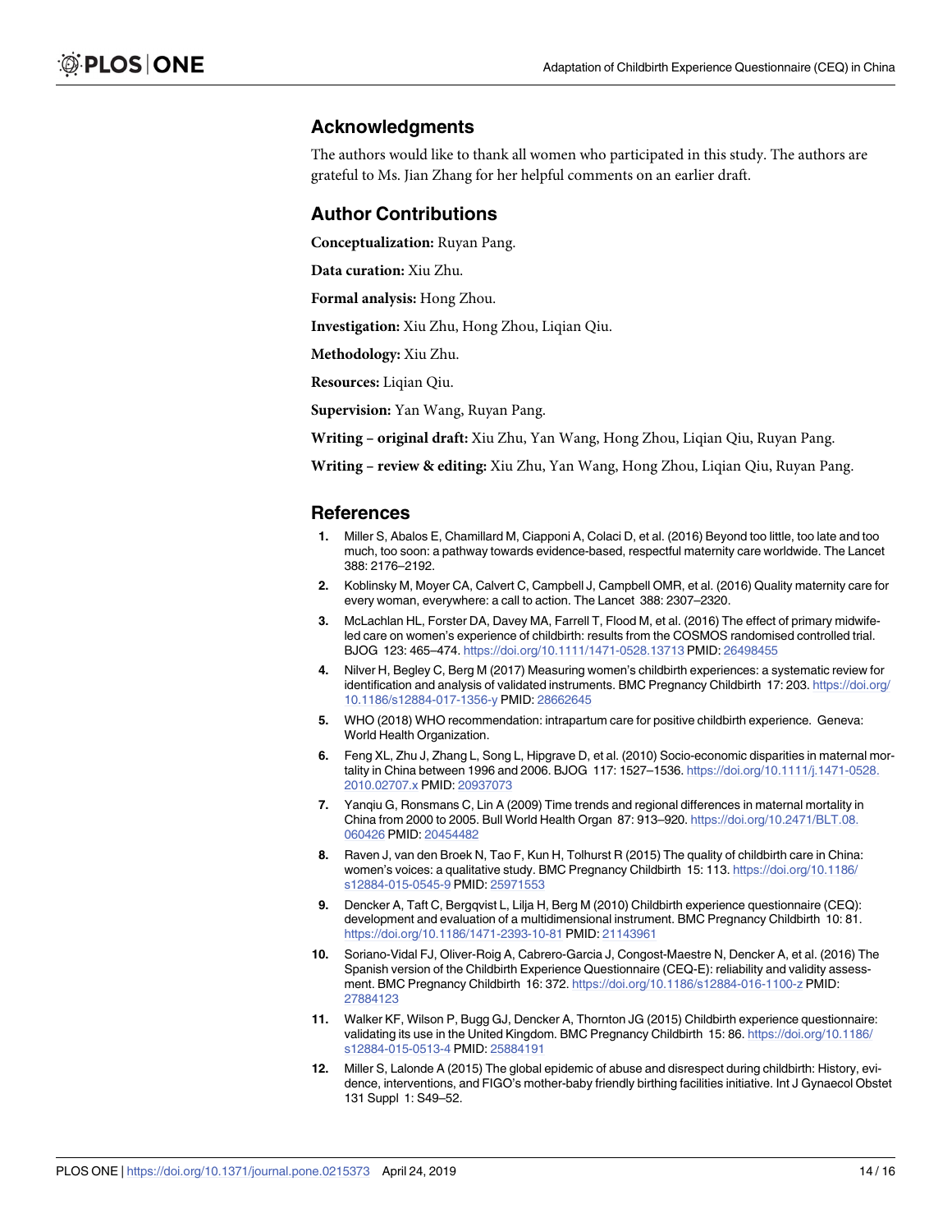## Acknowledgments

The authors would like to thank all women who participated in this study. The authors are grateful to Ms. Jian Zhang for her helpful comments on an earlier draft.

## Author Contributions

**Conceptualization:** Ruyan Pang.

**Data curation:** Xiu Zhu.

**Formal analysis:** Hong Zhou.

**Investigation:** Xiu Zhu, Hong Zhou, Liqian Qiu.

**Methodology:** Xiu Zhu.

**Resources:** Liqian Qiu.

**Supervision:** Yan Wang, Ruyan Pang.

**Writing – original draft:** Xiu Zhu, Yan Wang, Hong Zhou, Liqian Qiu, Ruyan Pang.

**Writing – review & editing:** Xiu Zhu, Yan Wang, Hong Zhou, Liqian Qiu, Ruyan Pang.

## References

1. Miller S, Abalos E, Chamillard M, Ciapponi A, Colaci D, et al. (2016) Beyond too little, too late and too much, too soon: a pathway towards evidence-based, respectful maternity care worldwide. The Lancet 388: 2176–2192.
2. Koblinsky M, Moyer CA, Calvert C, Campbell J, Campbell OMR, et al. (2016) Quality maternity care for every woman, everywhere: a call to action. The Lancet 388: 2307–2320.
3. McLachlan HL, Forster DA, Davey MA, Farrell T, Flood M, et al. (2016) The effect of primary midwife-led care on women's experience of childbirth: results from the COSMOS randomised controlled trial. BJOG 123: 465–474. https://doi.org/10.1111/1471-0528.13713 PMID: 26498455
4. Nilver H, Begley C, Berg M (2017) Measuring women's childbirth experiences: a systematic review for identification and analysis of validated instruments. BMC Pregnancy Childbirth 17: 203. https://doi.org/10.1186/s12884-017-1356-y PMID: 28662645
5. WHO (2018) WHO recommendation: intrapartum care for positive childbirth experience. Geneva: World Health Organization.
6. Feng XL, Zhu J, Zhang L, Song L, Hipgrave D, et al. (2010) Socio-economic disparities in maternal mortality in China between 1996 and 2006. BJOG 117: 1527–1536. https://doi.org/10.1111/j.1471-0528.2010.02707.x PMID: 20937073
7. Yanqiu G, Ronsmans C, Lin A (2009) Time trends and regional differences in maternal mortality in China from 2000 to 2005. Bull World Health Organ 87: 913–920. https://doi.org/10.2471/BLT.08.060426 PMID: 20454482
8. Raven J, van den Broek N, Tao F, Kun H, Tolhurst R (2015) The quality of childbirth care in China: women's voices: a qualitative study. BMC Pregnancy Childbirth 15: 113. https://doi.org/10.1186/s12884-015-0545-9 PMID: 25971553
9. Dencker A, Taft C, Bergqvist L, Lilja H, Berg M (2010) Childbirth experience questionnaire (CEQ): development and evaluation of a multidimensional instrument. BMC Pregnancy Childbirth 10: 81. https://doi.org/10.1186/1471-2393-10-81 PMID: 21143961
10. Soriano-Vidal FJ, Oliver-Roig A, Cabrero-Garcia J, Congost-Maestre N, Dencker A, et al. (2016) The Spanish version of the Childbirth Experience Questionnaire (CEQ-E): reliability and validity assessment. BMC Pregnancy Childbirth 16: 372. https://doi.org/10.1186/s12884-016-1100-z PMID: 27884123
11. Walker KF, Wilson P, Bugg GJ, Dencker A, Thornton JG (2015) Childbirth experience questionnaire: validating its use in the United Kingdom. BMC Pregnancy Childbirth 15: 86. https://doi.org/10.1186/s12884-015-0513-4 PMID: 25884191
12. Miller S, Lalonde A (2015) The global epidemic of abuse and disrespect during childbirth: History, evidence, interventions, and FIGO's mother-baby friendly birthing facilities initiative. Int J Gynaecol Obstet 131 Suppl 1: S49–52.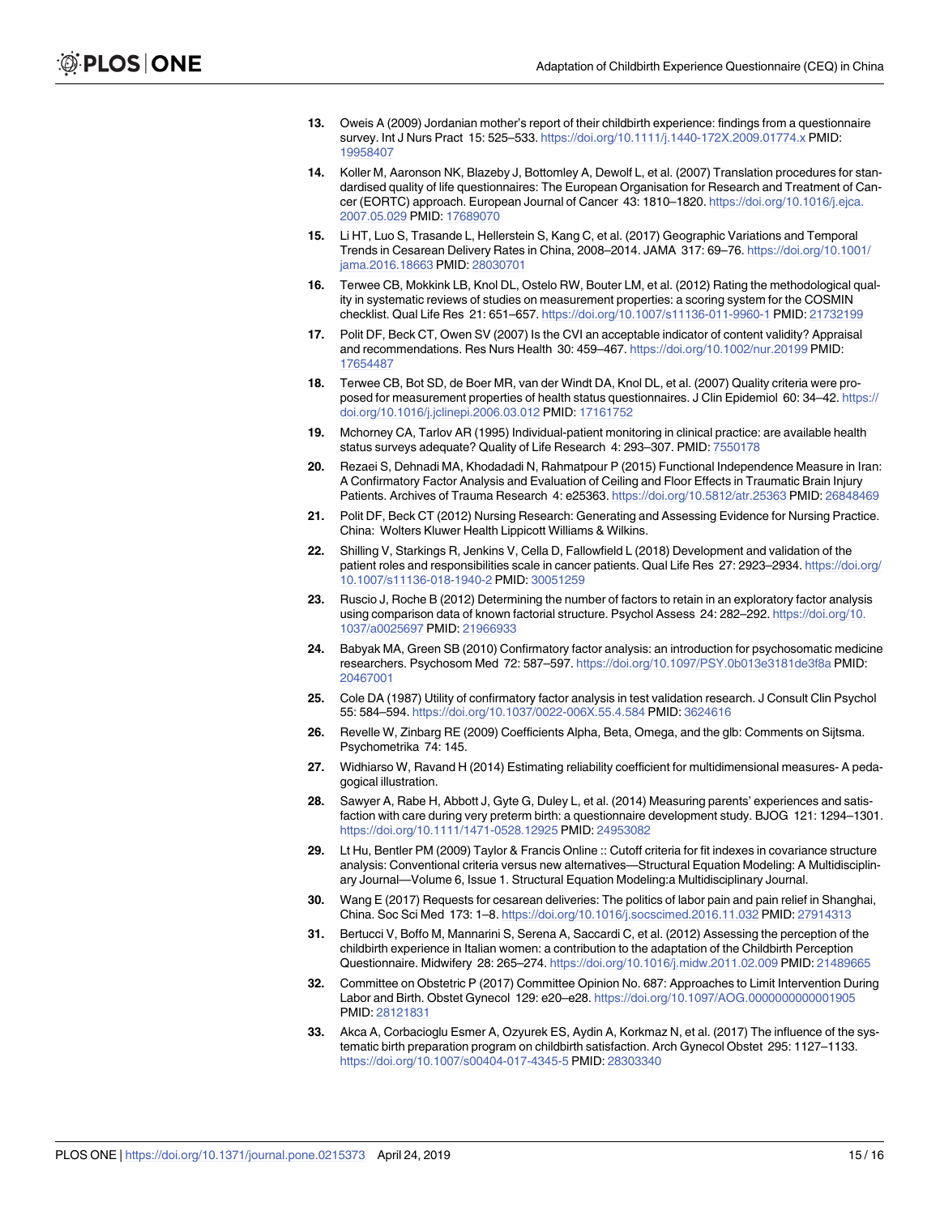13. Oweis A (2009) Jordanian mother's report of their childbirth experience: findings from a questionnaire survey. Int J Nurs Pract 15: 525–533. https://doi.org/10.1111/j.1440-172X.2009.01774.x PMID: 19958407

14. Koller M, Aaronson NK, Blazeby J, Bottomley A, Dewolf L, et al. (2007) Translation procedures for standardised quality of life questionnaires: The European Organisation for Research and Treatment of Cancer (EORTC) approach. European Journal of Cancer 43: 1810–1820. https://doi.org/10.1016/j.ejca.2007.05.029 PMID: 17689070

15. Li HT, Luo S, Trasande L, Hellerstein S, Kang C, et al. (2017) Geographic Variations and Temporal Trends in Cesarean Delivery Rates in China, 2008–2014. JAMA 317: 69–76. https://doi.org/10.1001/jama.2016.18663 PMID: 28030701

16. Terwee CB, Mokkink LB, Knol DL, Ostelo RW, Bouter LM, et al. (2012) Rating the methodological quality in systematic reviews of studies on measurement properties: a scoring system for the COSMIN checklist. Qual Life Res 21: 651–657. https://doi.org/10.1007/s11136-011-9960-1 PMID: 21732199

17. Polit DF, Beck CT, Owen SV (2007) Is the CVI an acceptable indicator of content validity? Appraisal and recommendations. Res Nurs Health 30: 459–467. https://doi.org/10.1002/nur.20199 PMID: 17654487

18. Terwee CB, Bot SD, de Boer MR, van der Windt DA, Knol DL, et al. (2007) Quality criteria were proposed for measurement properties of health status questionnaires. J Clin Epidemiol 60: 34–42. https://doi.org/10.1016/j.jclinepi.2006.03.012 PMID: 17161752

19. Mchorney CA, Tarlov AR (1995) Individual-patient monitoring in clinical practice: are available health status surveys adequate? Quality of Life Research 4: 293–307. PMID: 7550178

20. Rezaei S, Dehnadi MA, Khodadadi N, Rahmatpour P (2015) Functional Independence Measure in Iran: A Confirmatory Factor Analysis and Evaluation of Ceiling and Floor Effects in Traumatic Brain Injury Patients. Archives of Trauma Research 4: e25363. https://doi.org/10.5812/atr.25363 PMID: 26848469

21. Polit DF, Beck CT (2012) Nursing Research: Generating and Assessing Evidence for Nursing Practice. China: Wolters Kluwer Health Lippicott Williams & Wilkins.

22. Shilling V, Starkings R, Jenkins V, Cella D, Fallowfield L (2018) Development and validation of the patient roles and responsibilities scale in cancer patients. Qual Life Res 27: 2923–2934. https://doi.org/10.1007/s11136-018-1940-2 PMID: 30051259

23. Ruscio J, Roche B (2012) Determining the number of factors to retain in an exploratory factor analysis using comparison data of known factorial structure. Psychol Assess 24: 282–292. https://doi.org/10.1037/a0025697 PMID: 21966933

24. Babyak MA, Green SB (2010) Confirmatory factor analysis: an introduction for psychosomatic medicine researchers. Psychosom Med 72: 587–597. https://doi.org/10.1097/PSY.0b013e3181de3f8a PMID: 20467001

25. Cole DA (1987) Utility of confirmatory factor analysis in test validation research. J Consult Clin Psychol 55: 584–594. https://doi.org/10.1037/0022-006X.55.4.584 PMID: 3624616

26. Revelle W, Zinbarg RE (2009) Coefficients Alpha, Beta, Omega, and the glb: Comments on Sijtsma. Psychometrika 74: 145.

27. Widhiarso W, Ravand H (2014) Estimating reliability coefficient for multidimensional measures- A pedagogical illustration.

28. Sawyer A, Rabe H, Abbott J, Gyte G, Duley L, et al. (2014) Measuring parents' experiences and satisfaction with care during very preterm birth: a questionnaire development study. BJOG 121: 1294–1301. https://doi.org/10.1111/1471-0528.12925 PMID: 24953082

29. Lt Hu, Bentler PM (2009) Taylor & Francis Online :: Cutoff criteria for fit indexes in covariance structure analysis: Conventional criteria versus new alternatives—Structural Equation Modeling: A Multidisciplinary Journal—Volume 6, Issue 1. Structural Equation Modeling:a Multidisciplinary Journal.

30. Wang E (2017) Requests for cesarean deliveries: The politics of labor pain and pain relief in Shanghai, China. Soc Sci Med 173: 1–8. https://doi.org/10.1016/j.socscimed.2016.11.032 PMID: 27914313

31. Bertucci V, Boffo M, Mannarini S, Serena A, Saccardi C, et al. (2012) Assessing the perception of the childbirth experience in Italian women: a contribution to the adaptation of the Childbirth Perception Questionnaire. Midwifery 28: 265–274. https://doi.org/10.1016/j.midw.2011.02.009 PMID: 21489665

32. Committee on Obstetric P (2017) Committee Opinion No. 687: Approaches to Limit Intervention During Labor and Birth. Obstet Gynecol 129: e20–e28. https://doi.org/10.1097/AOG.0000000000001905 PMID: 28121831

33. Akca A, Corbacioglu Esmer A, Ozyurek ES, Aydin A, Korkmaz N, et al. (2017) The influence of the systematic birth preparation program on childbirth satisfaction. Arch Gynecol Obstet 295: 1127–1133. https://doi.org/10.1007/s00404-017-4345-5 PMID: 28303340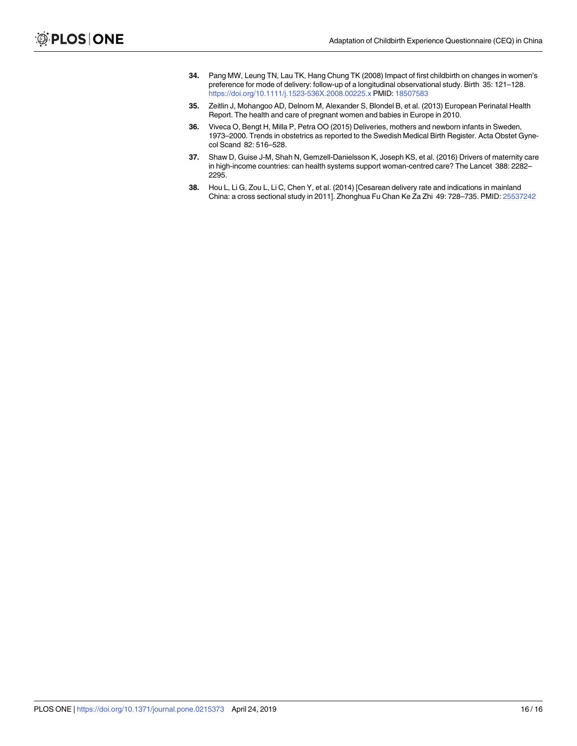34. Pang MW, Leung TN, Lau TK, Hang Chung TK (2008) Impact of first childbirth on changes in women's preference for mode of delivery: follow-up of a longitudinal observational study. Birth 35: 121–128. https://doi.org/10.1111/j.1523-536X.2008.00225.x PMID: 18507583

35. Zeitlin J, Mohangoo AD, Delnorn M, Alexander S, Blondel B, et al. (2013) European Perinatal Health Report. The health and care of pregnant women and babies in Europe in 2010.

36. Viveca O, Bengt H, Milla P, Petra OO (2015) Deliveries, mothers and newborn infants in Sweden, 1973–2000. Trends in obstetrics as reported to the Swedish Medical Birth Register. Acta Obstet Gynecol Scand 82: 516–528.

37. Shaw D, Guise J-M, Shah N, Gemzell-Danielsson K, Joseph KS, et al. (2016) Drivers of maternity care in high-income countries: can health systems support woman-centred care? The Lancet 388: 2282–2295.

38. Hou L, Li G, Zou L, Li C, Chen Y, et al. (2014) [Cesarean delivery rate and indications in mainland China: a cross sectional study in 2011]. Zhonghua Fu Chan Ke Za Zhi 49: 728–735. PMID: 25537242